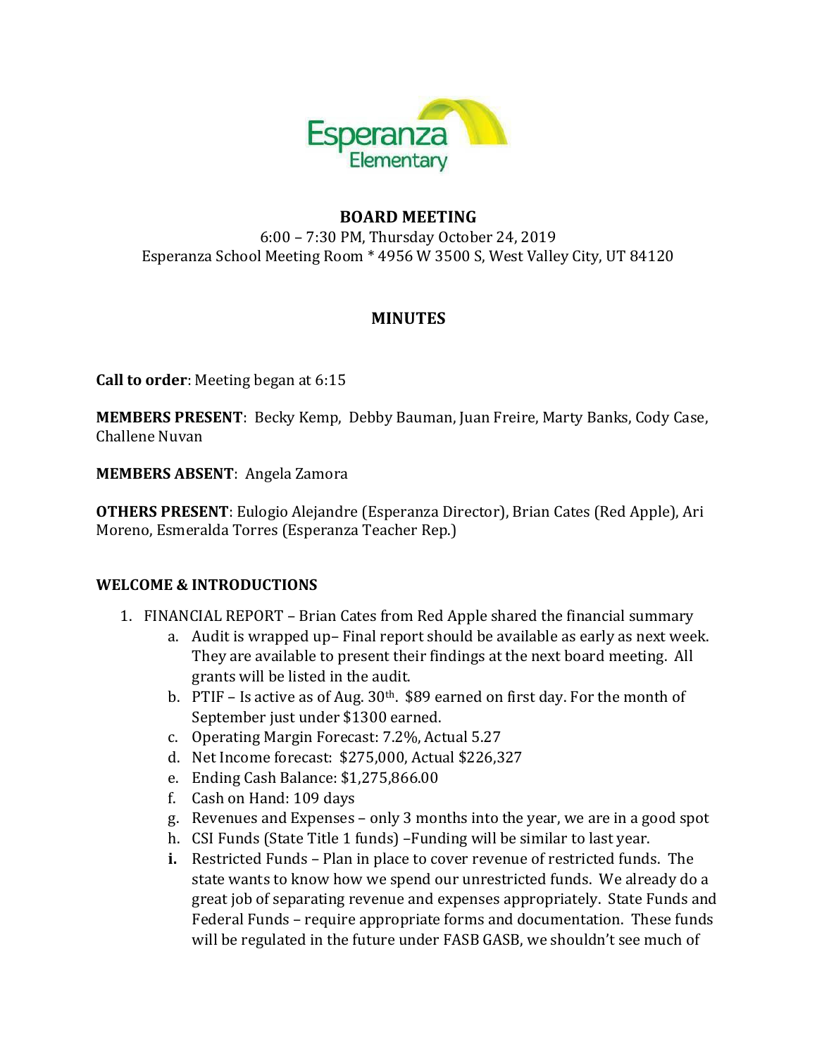Esperanza Elementary

**BOARD MEETING**

6:00 – 7:30 PM, Thursday October 24, 2019

Esperanza School Meeting Room * 4956 W 3500 S, West Valley City, UT 84120

**MINUTES**

**Call to order**: Meeting began at 6:15

**MEMBERS PRESENT**: Becky Kemp, Debby Bauman, Juan Freire, Marty Banks, Cody Case, Challene Nuvan

**MEMBERS ABSENT**: Angela Zamora

**OTHERS PRESENT**: Eulogio Alejandre (Esperanza Director), Brian Cates (Red Apple), Ari Moreno, Esmeralda Torres (Esperanza Teacher Rep.)

**WELCOME & INTRODUCTIONS**

1. FINANCIAL REPORT – Brian Cates from Red Apple shared the financial summary
   a. Audit is wrapped up– Final report should be available as early as next week. They are available to present their findings at the next board meeting. All grants will be listed in the audit.
   b. PTIF – Is active as of Aug. 30th. $89 earned on first day. For the month of September just under $1300 earned.
   c. Operating Margin Forecast: 7.2%, Actual 5.27
   d. Net Income forecast: $275,000, Actual $226,327
   e. Ending Cash Balance: $1,275,866.00
   f. Cash on Hand: 109 days
   g. Revenues and Expenses – only 3 months into the year, we are in a good spot
   h. CSI Funds (State Title 1 funds) –Funding will be similar to last year.
   **i.** Restricted Funds – Plan in place to cover revenue of restricted funds. The state wants to know how we spend our unrestricted funds. We already do a great job of separating revenue and expenses appropriately. State Funds and Federal Funds – require appropriate forms and documentation. These funds will be regulated in the future under FASB GASB, we shouldn't see much of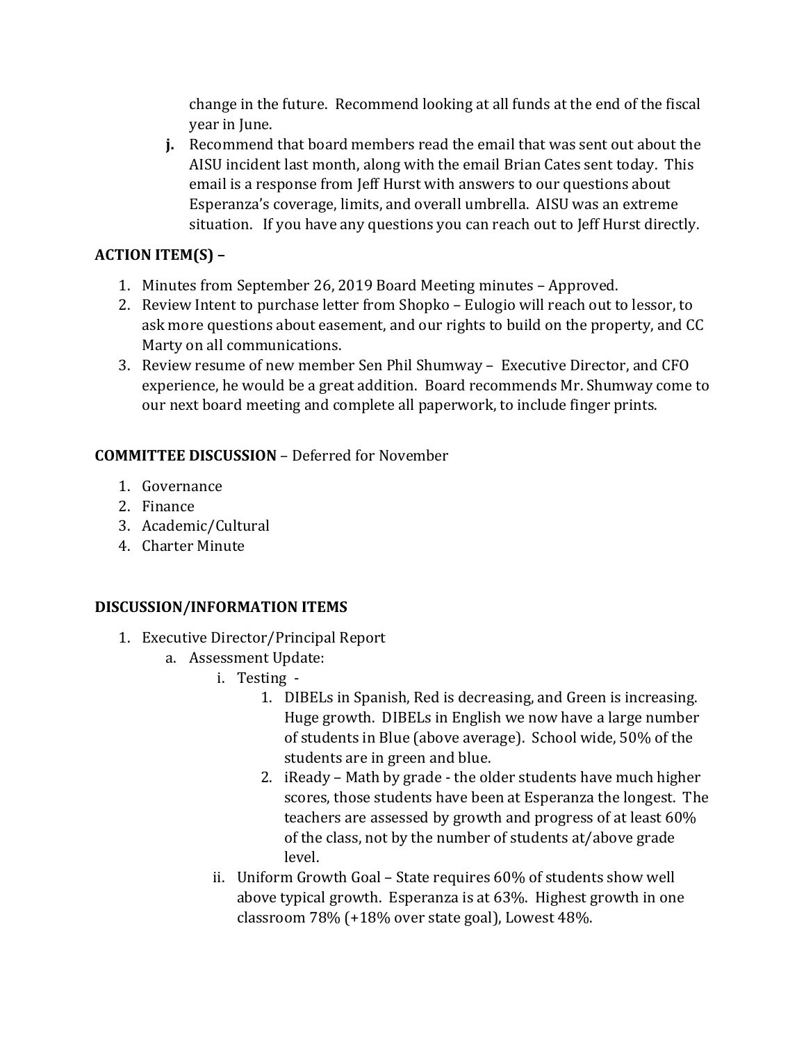change in the future. Recommend looking at all funds at the end of the fiscal year in June.

**j.** Recommend that board members read the email that was sent out about the AISU incident last month, along with the email Brian Cates sent today. This email is a response from Jeff Hurst with answers to our questions about Esperanza's coverage, limits, and overall umbrella. AISU was an extreme situation. If you have any questions you can reach out to Jeff Hurst directly.

**ACTION ITEM(S) –**

1. Minutes from September 26, 2019 Board Meeting minutes – Approved.
2. Review Intent to purchase letter from Shopko – Eulogio will reach out to lessor, to ask more questions about easement, and our rights to build on the property, and CC Marty on all communications.
3. Review resume of new member Sen Phil Shumway – Executive Director, and CFO experience, he would be a great addition. Board recommends Mr. Shumway come to our next board meeting and complete all paperwork, to include finger prints.

**COMMITTEE DISCUSSION** – Deferred for November

1. Governance
2. Finance
3. Academic/Cultural
4. Charter Minute

**DISCUSSION/INFORMATION ITEMS**

1. Executive Director/Principal Report
   a. Assessment Update:
      i. Testing -
         1. DIBELs in Spanish, Red is decreasing, and Green is increasing. Huge growth. DIBELs in English we now have a large number of students in Blue (above average). School wide, 50% of the students are in green and blue.
         2. iReady – Math by grade - the older students have much higher scores, those students have been at Esperanza the longest. The teachers are assessed by growth and progress of at least 60% of the class, not by the number of students at/above grade level.
      ii. Uniform Growth Goal – State requires 60% of students show well above typical growth. Esperanza is at 63%. Highest growth in one classroom 78% (+18% over state goal), Lowest 48%.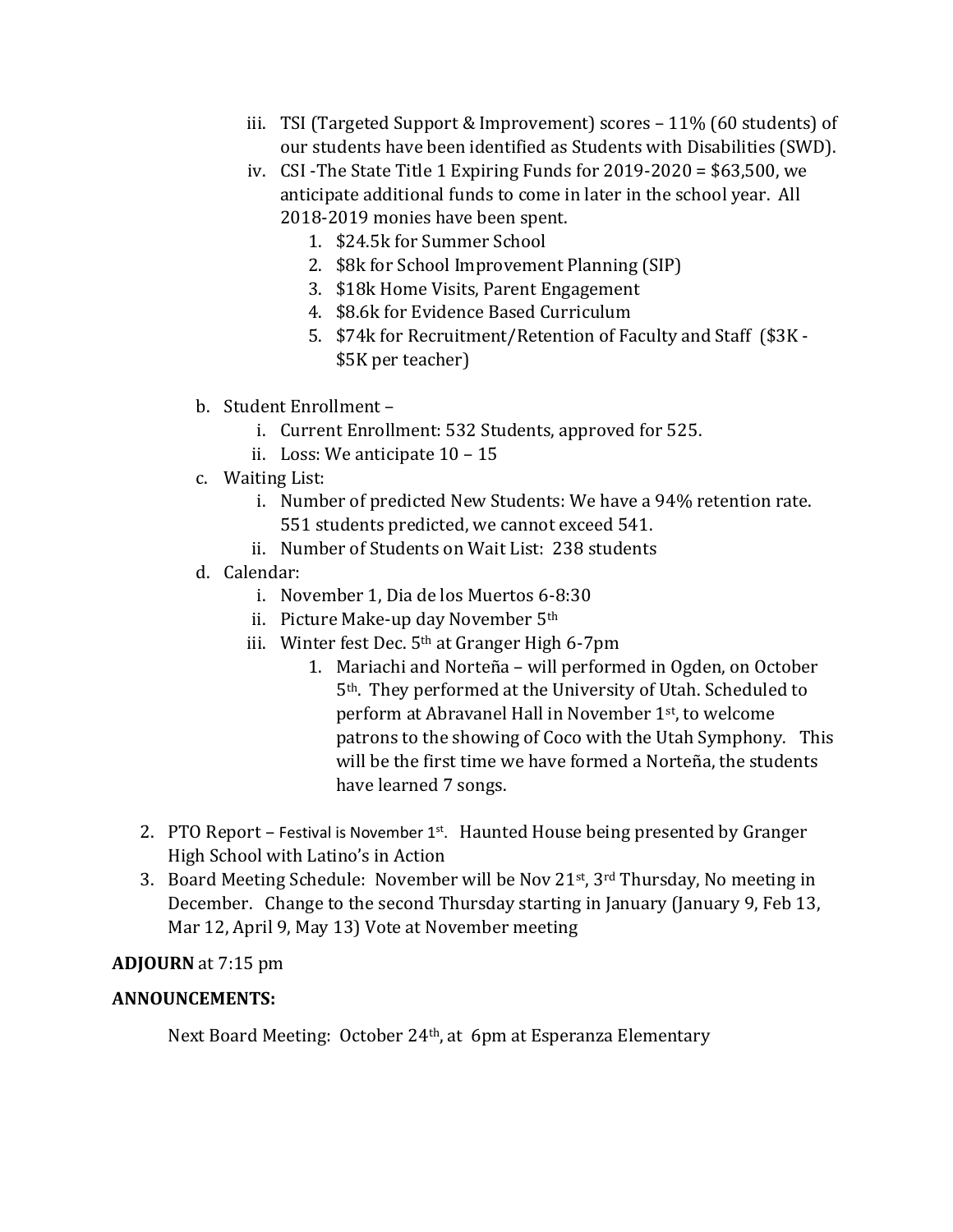iii. TSI (Targeted Support & Improvement) scores – 11% (60 students) of our students have been identified as Students with Disabilities (SWD).
   iv. CSI -The State Title 1 Expiring Funds for 2019-2020 = $63,500, we anticipate additional funds to come in later in the school year. All 2018-2019 monies have been spent.
      1. $24.5k for Summer School
      2. $8k for School Improvement Planning (SIP)
      3. $18k Home Visits, Parent Engagement
      4. $8.6k for Evidence Based Curriculum
      5. $74k for Recruitment/Retention of Faculty and Staff ($3K - $5K per teacher)

b. Student Enrollment –
   i. Current Enrollment: 532 Students, approved for 525.
   ii. Loss: We anticipate 10 – 15

c. Waiting List:
   i. Number of predicted New Students: We have a 94% retention rate. 551 students predicted, we cannot exceed 541.
   ii. Number of Students on Wait List: 238 students

d. Calendar:
   i. November 1, Dia de los Muertos 6-8:30
   ii. Picture Make-up day November 5th
   iii. Winter fest Dec. 5th at Granger High 6-7pm
      1. Mariachi and Norteña – will performed in Ogden, on October 5th. They performed at the University of Utah. Scheduled to perform at Abravanel Hall in November 1st, to welcome patrons to the showing of Coco with the Utah Symphony. This will be the first time we have formed a Norteña, the students have learned 7 songs.

2. PTO Report – Festival is November 1st. Haunted House being presented by Granger High School with Latino's in Action
3. Board Meeting Schedule: November will be Nov 21st, 3rd Thursday, No meeting in December. Change to the second Thursday starting in January (January 9, Feb 13, Mar 12, April 9, May 13) Vote at November meeting

**ADJOURN** at 7:15 pm

**ANNOUNCEMENTS:**

Next Board Meeting: October 24th, at 6pm at Esperanza Elementary